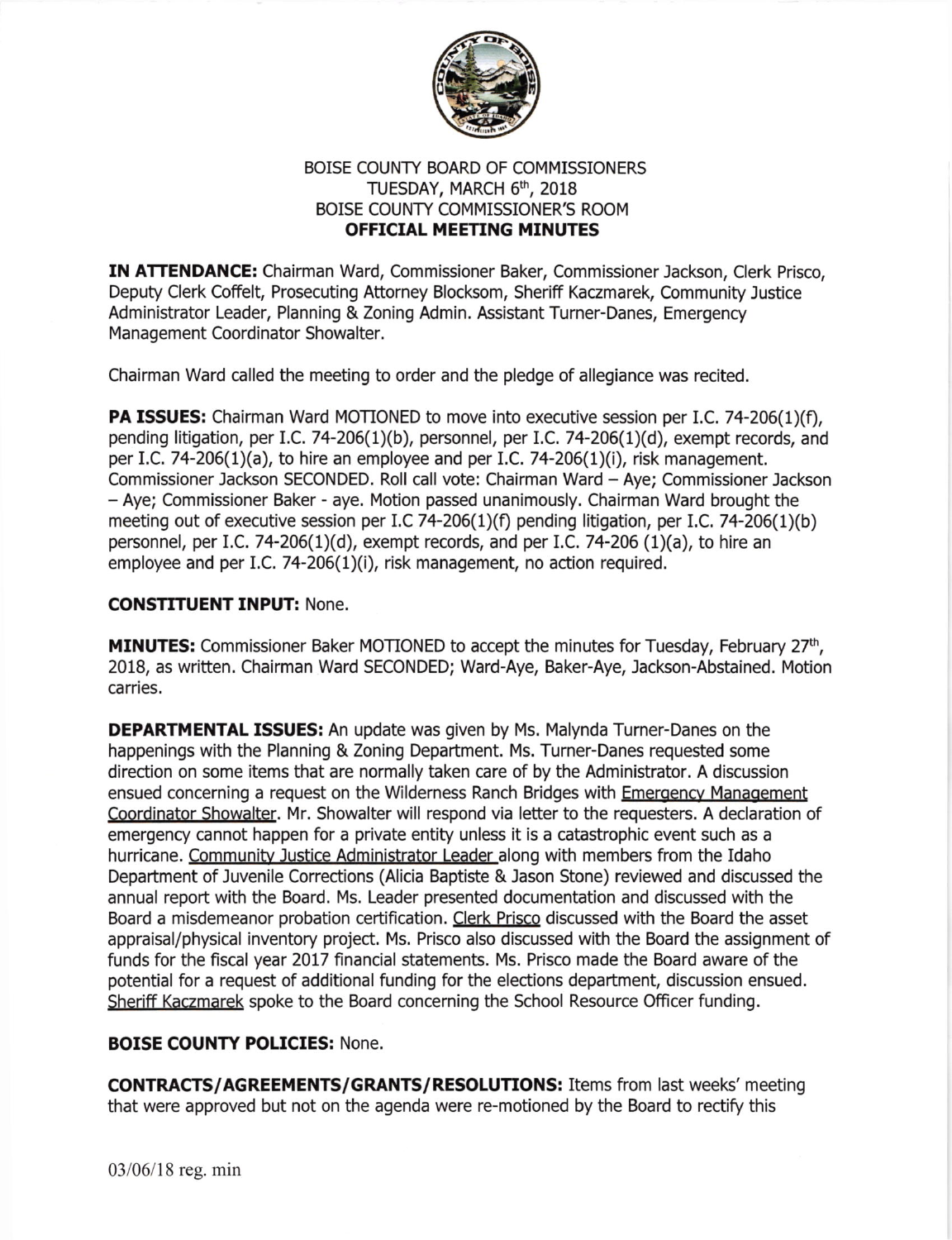# BOISE COUNTY BOARD OF COMMISSIONERS
## TUESDAY, MARCH 6th, 2018
## BOISE COUNTY COMMISSIONER'S ROOM
## OFFICIAL MEETING MINUTES

**IN ATTENDANCE:** Chairman Ward, Commissioner Baker, Commissioner Jackson, Clerk Prisco, Deputy Clerk Coffelt, Prosecuting Attorney Blocksom, Sheriff Kaczmarek, Community Justice Administrator Leader, Planning & Zoning Admin. Assistant Turner-Danes, Emergency Management Coordinator Showalter.

Chairman Ward called the meeting to order and the pledge of allegiance was recited.

**PA ISSUES:** Chairman Ward MOTIONED to move into executive session per I.C. 74-206(1)(f), pending litigation, per I.C. 74-206(1)(b), personnel, per I.C. 74-206(1)(d), exempt records, and per I.C. 74-206(1)(a), to hire an employee and per I.C. 74-206(1)(i), risk management. Commissioner Jackson SECONDED. Roll call vote: Chairman Ward – Aye; Commissioner Jackson – Aye; Commissioner Baker - aye. Motion passed unanimously. Chairman Ward brought the meeting out of executive session per I.C 74-206(1)(f) pending litigation, per I.C. 74-206(1)(b) personnel, per I.C. 74-206(1)(d), exempt records, and per I.C. 74-206 (1)(a), to hire an employee and per I.C. 74-206(1)(i), risk management, no action required.

**CONSTITUENT INPUT:** None.

**MINUTES:** Commissioner Baker MOTIONED to accept the minutes for Tuesday, February 27th, 2018, as written. Chairman Ward SECONDED; Ward-Aye, Baker-Aye, Jackson-Abstained. Motion carries.

**DEPARTMENTAL ISSUES:** An update was given by Ms. Malynda Turner-Danes on the happenings with the Planning & Zoning Department. Ms. Turner-Danes requested some direction on some items that are normally taken care of by the Administrator. A discussion ensued concerning a request on the Wilderness Ranch Bridges with Emergency Management Coordinator Showalter. Mr. Showalter will respond via letter to the requesters. A declaration of emergency cannot happen for a private entity unless it is a catastrophic event such as a hurricane. Community Justice Administrator Leader along with members from the Idaho Department of Juvenile Corrections (Alicia Baptiste & Jason Stone) reviewed and discussed the annual report with the Board. Ms. Leader presented documentation and discussed with the Board a misdemeanor probation certification. Clerk Prisco discussed with the Board the asset appraisal/physical inventory project. Ms. Prisco also discussed with the Board the assignment of funds for the fiscal year 2017 financial statements. Ms. Prisco made the Board aware of the potential for a request of additional funding for the elections department, discussion ensued. Sheriff Kaczmarek spoke to the Board concerning the School Resource Officer funding.

**BOISE COUNTY POLICIES:** None.

**CONTRACTS/AGREEMENTS/GRANTS/RESOLUTIONS:** Items from last weeks' meeting that were approved but not on the agenda were re-motioned by the Board to rectify this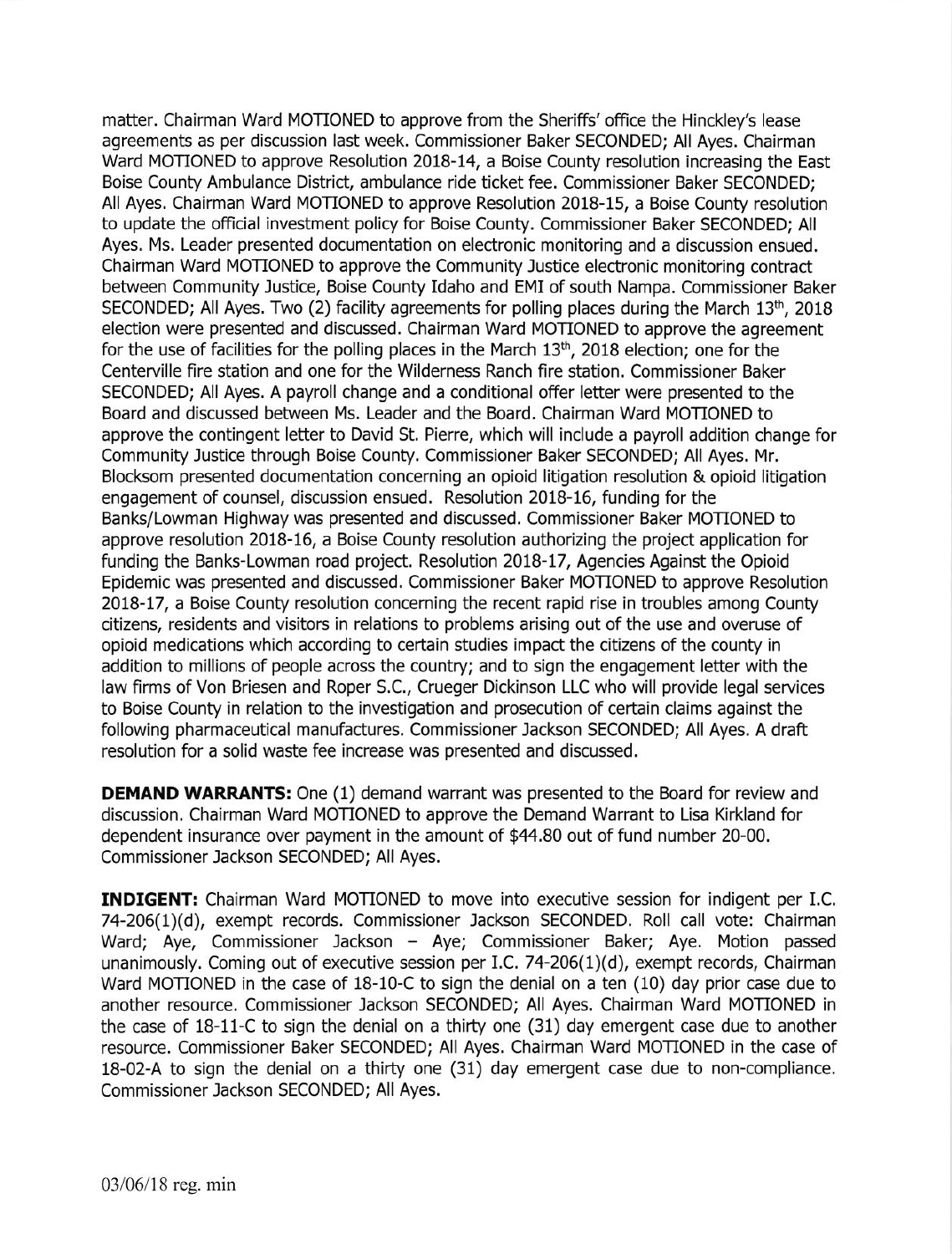matter. Chairman Ward MOTIONED to approve from the Sheriffs' office the Hinckley's lease agreements as per discussion last week. Commissioner Baker SECONDED; All Ayes. Chairman Ward MOTIONED to approve Resolution 2018-14, a Boise County resolution increasing the East Boise County Ambulance District, ambulance ride ticket fee. Commissioner Baker SECONDED; All Ayes. Chairman Ward MOTIONED to approve Resolution 2018-15, a Boise County resolution to update the official investment policy for Boise County. Commissioner Baker SECONDED; All Ayes. Ms. Leader presented documentation on electronic monitoring and a discussion ensued. Chairman Ward MOTIONED to approve the Community Justice electronic monitoring contract between Community Justice, Boise County Idaho and EMI of south Nampa. Commissioner Baker SECONDED; All Ayes. Two (2) facility agreements for polling places during the March 13th, 2018 election were presented and discussed. Chairman Ward MOTIONED to approve the agreement for the use of facilities for the polling places in the March 13th, 2018 election; one for the Centerville fire station and one for the Wilderness Ranch fire station. Commissioner Baker SECONDED; All Ayes. A payroll change and a conditional offer letter were presented to the Board and discussed between Ms. Leader and the Board. Chairman Ward MOTIONED to approve the contingent letter to David St. Pierre, which will include a payroll addition change for Community Justice through Boise County. Commissioner Baker SECONDED; All Ayes. Mr. Blocksom presented documentation concerning an opioid litigation resolution & opioid litigation engagement of counsel, discussion ensued. Resolution 2018-16, funding for the Banks/Lowman Highway was presented and discussed. Commissioner Baker MOTIONED to approve resolution 2018-16, a Boise County resolution authorizing the project application for funding the Banks-Lowman road project. Resolution 2018-17, Agencies Against the Opioid Epidemic was presented and discussed. Commissioner Baker MOTIONED to approve Resolution 2018-17, a Boise County resolution concerning the recent rapid rise in troubles among County citizens, residents and visitors in relations to problems arising out of the use and overuse of opioid medications which according to certain studies impact the citizens of the county in addition to millions of people across the country; and to sign the engagement letter with the law firms of Von Briesen and Roper S.C., Crueger Dickinson LLC who will provide legal services to Boise County in relation to the investigation and prosecution of certain claims against the following pharmaceutical manufactures. Commissioner Jackson SECONDED; All Ayes. A draft resolution for a solid waste fee increase was presented and discussed.

**DEMAND WARRANTS:** One (1) demand warrant was presented to the Board for review and discussion. Chairman Ward MOTIONED to approve the Demand Warrant to Lisa Kirkland for dependent insurance over payment in the amount of $44.80 out of fund number 20-00. Commissioner Jackson SECONDED; All Ayes.

**INDIGENT:** Chairman Ward MOTIONED to move into executive session for indigent per I.C. 74-206(1)(d), exempt records. Commissioner Jackson SECONDED. Roll call vote: Chairman Ward; Aye, Commissioner Jackson – Aye; Commissioner Baker; Aye. Motion passed unanimously. Coming out of executive session per I.C. 74-206(1)(d), exempt records, Chairman Ward MOTIONED in the case of 18-10-C to sign the denial on a ten (10) day prior case due to another resource. Commissioner Jackson SECONDED; All Ayes. Chairman Ward MOTIONED in the case of 18-11-C to sign the denial on a thirty one (31) day emergent case due to another resource. Commissioner Baker SECONDED; All Ayes. Chairman Ward MOTIONED in the case of 18-02-A to sign the denial on a thirty one (31) day emergent case due to non-compliance. Commissioner Jackson SECONDED; All Ayes.